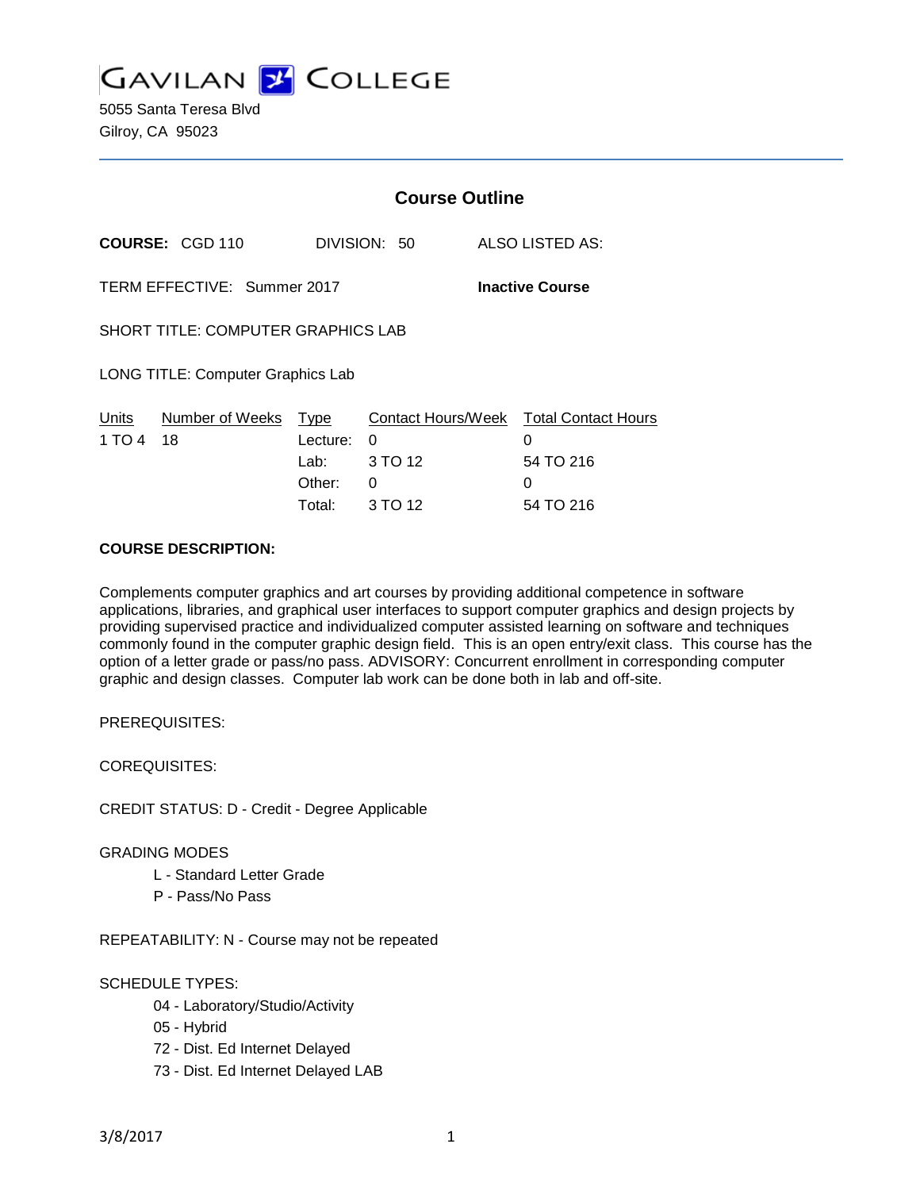GAVILAN COLLEGE

5055 Santa Teresa Blvd
Gilroy, CA 95023

## Course Outline

**COURSE:** CGD 110 DIVISION: 50 ALSO LISTED AS:

TERM EFFECTIVE: Summer 2017 **Inactive Course**

SHORT TITLE: COMPUTER GRAPHICS LAB

LONG TITLE: Computer Graphics Lab

| Units | Number of Weeks | Type | Contact Hours/Week | Total Contact Hours |
|---|---|---|---|---|
| 1 TO 4 | 18 | Lecture: | 0 | 0 |
| | | Lab: | 3 TO 12 | 54 TO 216 |
| | | Other: | 0 | 0 |
| | | Total: | 3 TO 12 | 54 TO 216 |

**COURSE DESCRIPTION:**

Complements computer graphics and art courses by providing additional competence in software applications, libraries, and graphical user interfaces to support computer graphics and design projects by providing supervised practice and individualized computer assisted learning on software and techniques commonly found in the computer graphic design field. This is an open entry/exit class. This course has the option of a letter grade or pass/no pass. ADVISORY: Concurrent enrollment in corresponding computer graphic and design classes. Computer lab work can be done both in lab and off-site.

PREREQUISITES:

COREQUISITES:

CREDIT STATUS: D - Credit - Degree Applicable

GRADING MODES

- L - Standard Letter Grade
- P - Pass/No Pass

REPEATABILITY: N - Course may not be repeated

SCHEDULE TYPES:

- 04 - Laboratory/Studio/Activity
- 05 - Hybrid
- 72 - Dist. Ed Internet Delayed
- 73 - Dist. Ed Internet Delayed LAB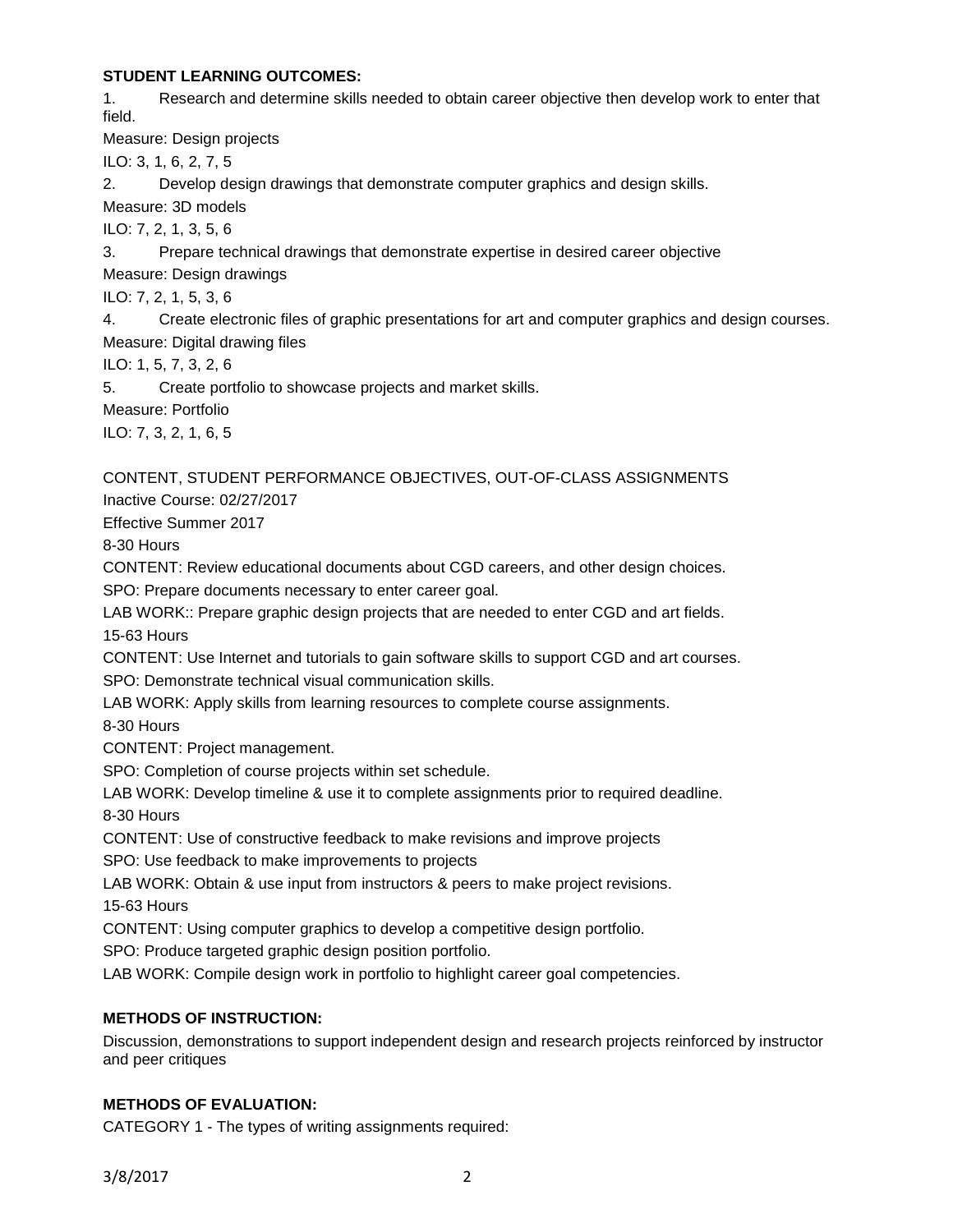**STUDENT LEARNING OUTCOMES:**

1. Research and determine skills needed to obtain career objective then develop work to enter that field.

Measure: Design projects

ILO: 3, 1, 6, 2, 7, 5

2. Develop design drawings that demonstrate computer graphics and design skills.

Measure: 3D models

ILO: 7, 2, 1, 3, 5, 6

3. Prepare technical drawings that demonstrate expertise in desired career objective

Measure: Design drawings

ILO: 7, 2, 1, 5, 3, 6

4. Create electronic files of graphic presentations for art and computer graphics and design courses.

Measure: Digital drawing files

ILO: 1, 5, 7, 3, 2, 6

5. Create portfolio to showcase projects and market skills.

Measure: Portfolio

ILO: 7, 3, 2, 1, 6, 5

CONTENT, STUDENT PERFORMANCE OBJECTIVES, OUT-OF-CLASS ASSIGNMENTS

Inactive Course: 02/27/2017

Effective Summer 2017

8-30 Hours

CONTENT: Review educational documents about CGD careers, and other design choices.

SPO: Prepare documents necessary to enter career goal.

LAB WORK:: Prepare graphic design projects that are needed to enter CGD and art fields.

15-63 Hours

CONTENT: Use Internet and tutorials to gain software skills to support CGD and art courses.

SPO: Demonstrate technical visual communication skills.

LAB WORK: Apply skills from learning resources to complete course assignments.

8-30 Hours

CONTENT: Project management.

SPO: Completion of course projects within set schedule.

LAB WORK: Develop timeline & use it to complete assignments prior to required deadline.

8-30 Hours

CONTENT: Use of constructive feedback to make revisions and improve projects

SPO: Use feedback to make improvements to projects

LAB WORK: Obtain & use input from instructors & peers to make project revisions.

15-63 Hours

CONTENT: Using computer graphics to develop a competitive design portfolio.

SPO: Produce targeted graphic design position portfolio.

LAB WORK: Compile design work in portfolio to highlight career goal competencies.

**METHODS OF INSTRUCTION:**

Discussion, demonstrations to support independent design and research projects reinforced by instructor and peer critiques

**METHODS OF EVALUATION:**

CATEGORY 1 - The types of writing assignments required: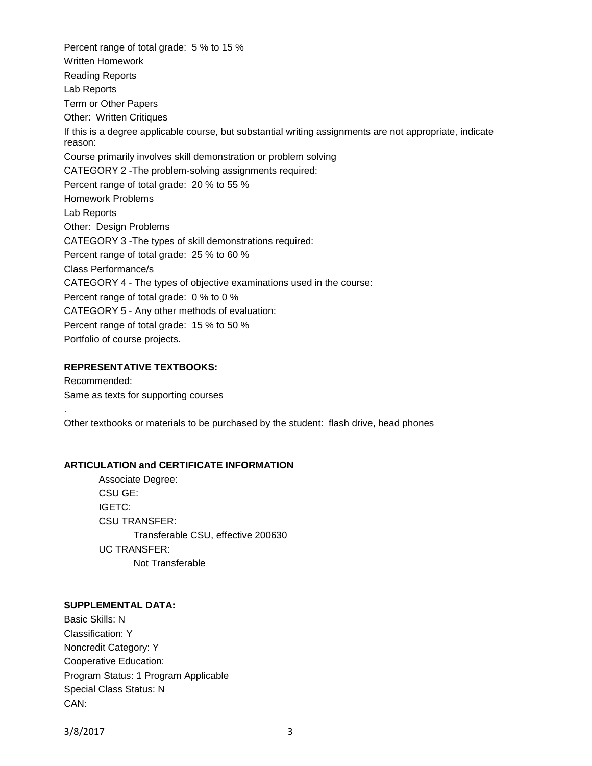Percent range of total grade: 5 % to 15 %

Written Homework

Reading Reports

Lab Reports

Term or Other Papers

Other: Written Critiques

If this is a degree applicable course, but substantial writing assignments are not appropriate, indicate reason:

Course primarily involves skill demonstration or problem solving

CATEGORY 2 -The problem-solving assignments required:

Percent range of total grade: 20 % to 55 %

Homework Problems

Lab Reports

Other: Design Problems

CATEGORY 3 -The types of skill demonstrations required:

Percent range of total grade: 25 % to 60 %

Class Performance/s

CATEGORY 4 - The types of objective examinations used in the course:

Percent range of total grade: 0 % to 0 %

CATEGORY 5 - Any other methods of evaluation:

Percent range of total grade: 15 % to 50 %

Portfolio of course projects.

**REPRESENTATIVE TEXTBOOKS:**

Recommended:

Same as texts for supporting courses

.

Other textbooks or materials to be purchased by the student: flash drive, head phones

**ARTICULATION and CERTIFICATE INFORMATION**

Associate Degree:

CSU GE:

IGETC:

CSU TRANSFER:

Transferable CSU, effective 200630

UC TRANSFER:

Not Transferable

**SUPPLEMENTAL DATA:**

Basic Skills: N

Classification: Y

Noncredit Category: Y

Cooperative Education:

Program Status: 1 Program Applicable

Special Class Status: N

CAN: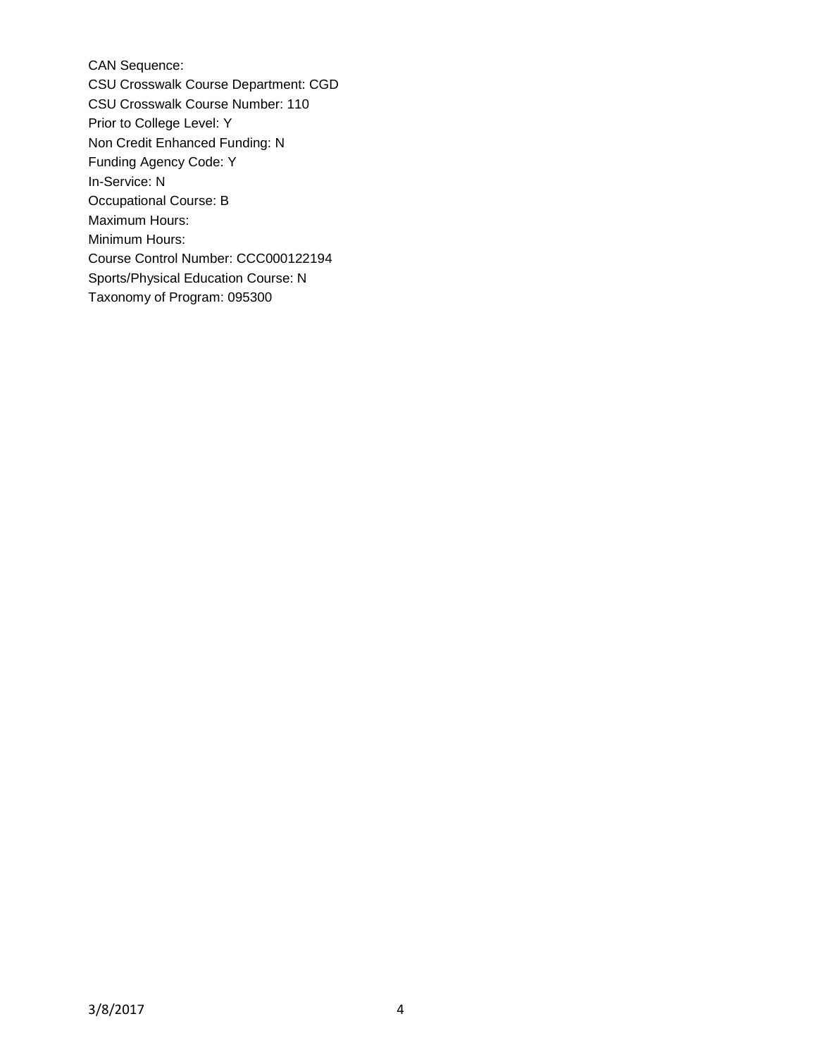CAN Sequence:
CSU Crosswalk Course Department: CGD
CSU Crosswalk Course Number: 110
Prior to College Level: Y
Non Credit Enhanced Funding: N
Funding Agency Code: Y
In-Service: N
Occupational Course: B
Maximum Hours:
Minimum Hours:
Course Control Number: CCC000122194
Sports/Physical Education Course: N
Taxonomy of Program: 095300